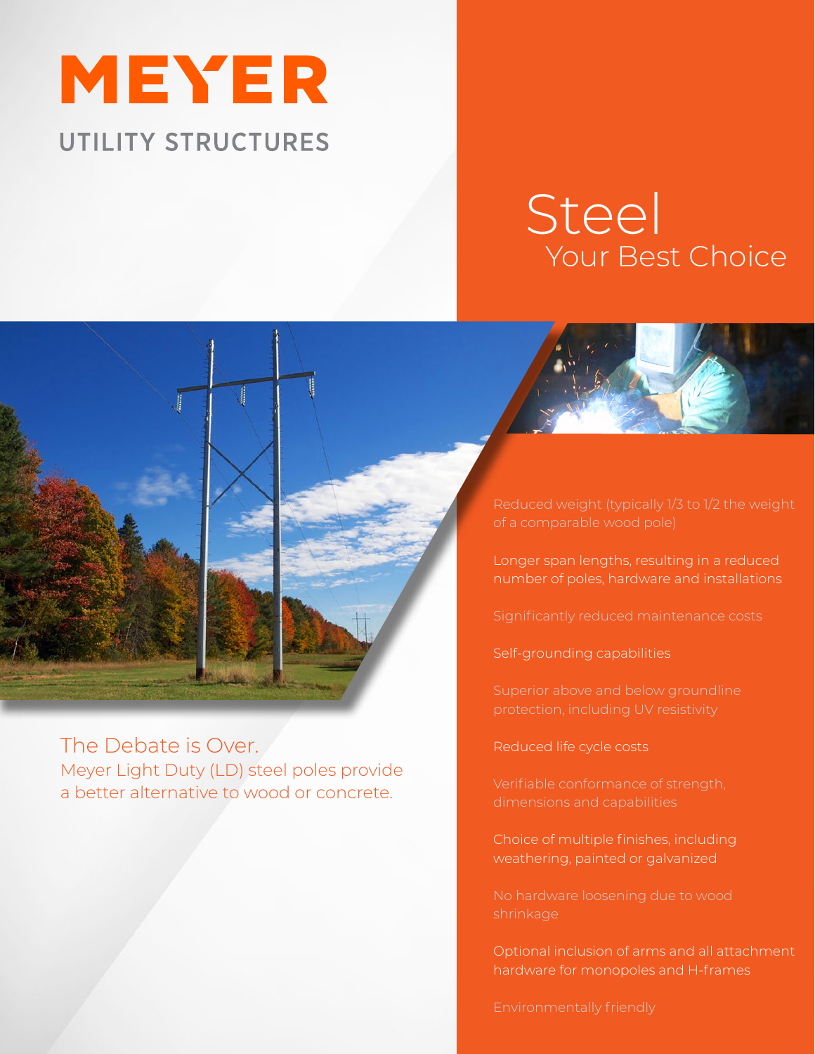# MEYER

UTILITY STRUCTURES

## Steel
### Your Best Choice

## The Debate is Over.

Meyer Light Duty (LD) steel poles provide a better alternative to wood or concrete.

- Reduced weight (typically 1/3 to 1/2 the weight of a comparable wood pole)
- Longer span lengths, resulting in a reduced number of poles, hardware and installations
- Significantly reduced maintenance costs
- Self-grounding capabilities
- Superior above and below groundline protection, including UV resistivity
- Reduced life cycle costs
- Verifiable conformance of strength, dimensions and capabilities
- Choice of multiple finishes, including weathering, painted or galvanized
- No hardware loosening due to wood shrinkage
- Optional inclusion of arms and all attachment hardware for monopoles and H-frames
- Environmentally friendly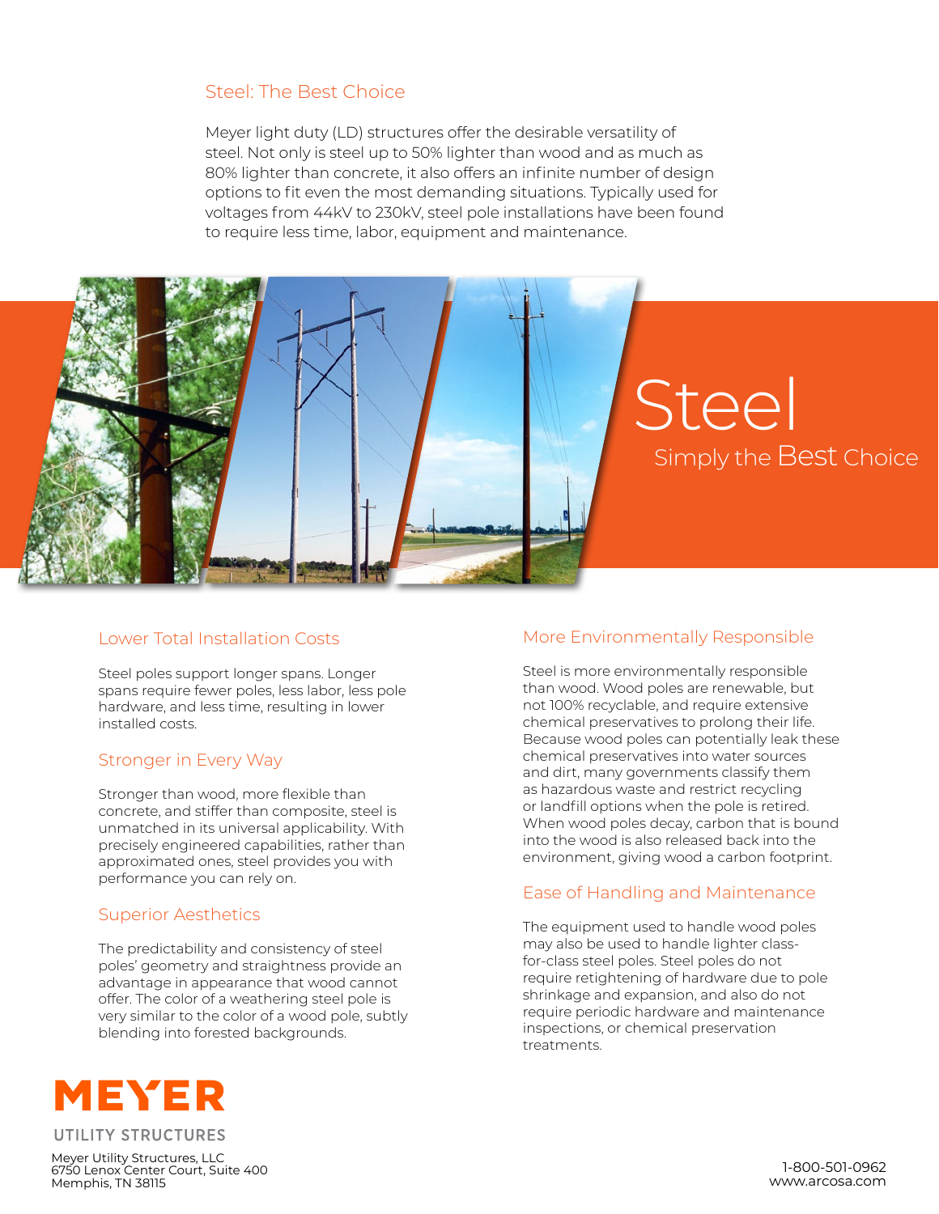## Steel: The Best Choice

Meyer light duty (LD) structures offer the desirable versatility of steel. Not only is steel up to 50% lighter than wood and as much as 80% lighter than concrete, it also offers an infinite number of design options to fit even the most demanding situations. Typically used for voltages from 44kV to 230kV, steel pole installations have been found to require less time, labor, equipment and maintenance.

# Steel

Simply the Best Choice

## Lower Total Installation Costs

Steel poles support longer spans. Longer spans require fewer poles, less labor, less pole hardware, and less time, resulting in lower installed costs.

## Stronger in Every Way

Stronger than wood, more flexible than concrete, and stiffer than composite, steel is unmatched in its universal applicability. With precisely engineered capabilities, rather than approximated ones, steel provides you with performance you can rely on.

## Superior Aesthetics

The predictability and consistency of steel poles' geometry and straightness provide an advantage in appearance that wood cannot offer. The color of a weathering steel pole is very similar to the color of a wood pole, subtly blending into forested backgrounds.

## More Environmentally Responsible

Steel is more environmentally responsible than wood. Wood poles are renewable, but not 100% recyclable, and require extensive chemical preservatives to prolong their life. Because wood poles can potentially leak these chemical preservatives into water sources and dirt, many governments classify them as hazardous waste and restrict recycling or landfill options when the pole is retired. When wood poles decay, carbon that is bound into the wood is also released back into the environment, giving wood a carbon footprint.

## Ease of Handling and Maintenance

The equipment used to handle wood poles may also be used to handle lighter class-for-class steel poles. Steel poles do not require retightening of hardware due to pole shrinkage and expansion, and also do not require periodic hardware and maintenance inspections, or chemical preservation treatments.

MEYER
UTILITY STRUCTURES

Meyer Utility Structures, LLC
6750 Lenox Center Court, Suite 400
Memphis, TN 38115

1-800-501-0962
www.arcosa.com